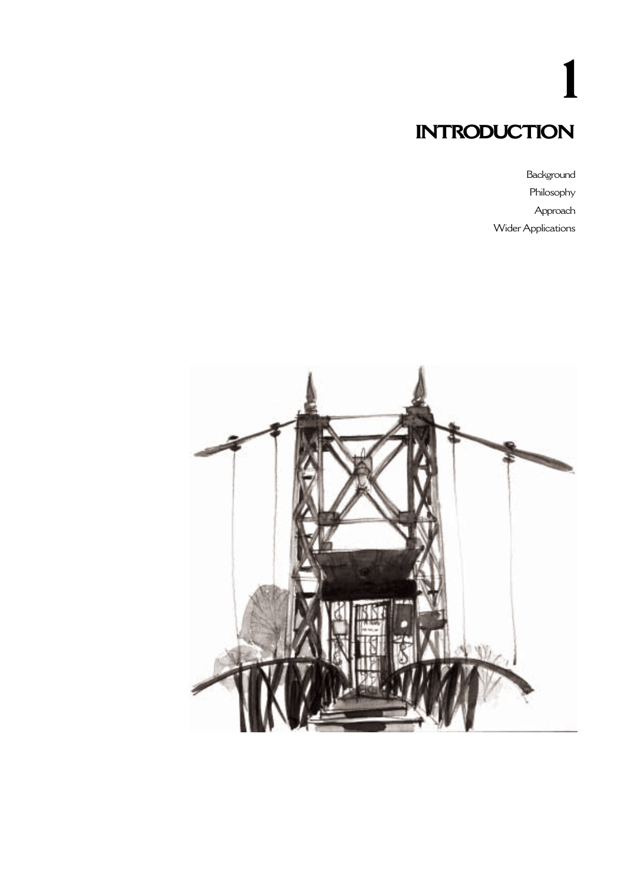# 1

# INTRODUCTION

Background
Philosophy
Approach
Wider Applications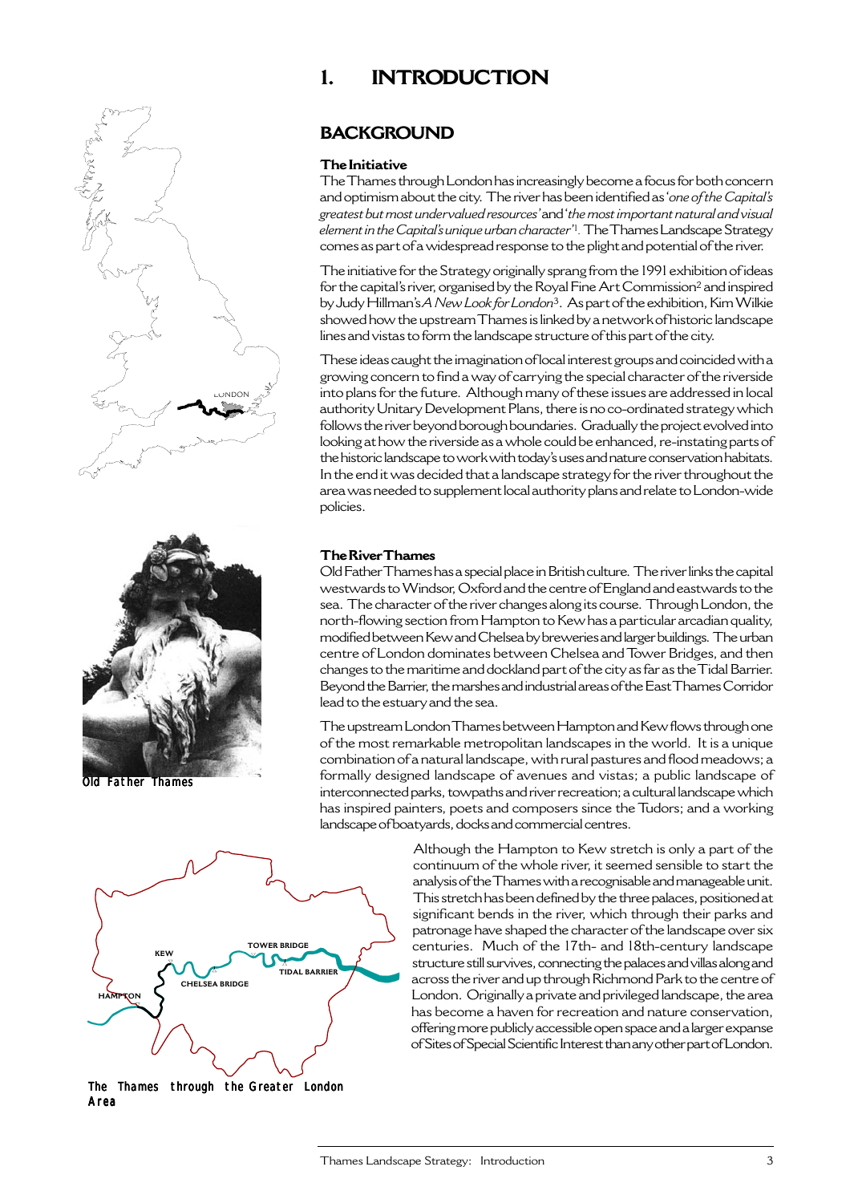# 1. INTRODUCTION

## BACKGROUND

### The Initiative

The Thames through London has increasingly become a focus for both concern and optimism about the city. The river has been identified as '*one of the Capital's greatest but most undervalued resources*' and '*the most important natural and visual element in the Capital's unique urban character*'[1]. The Thames Landscape Strategy comes as part of a widespread response to the plight and potential of the river.

The initiative for the Strategy originally sprang from the 1991 exhibition of ideas for the capital's river, organised by the Royal Fine Art Commission[2] and inspired by Judy Hillman's *A New Look for London*[3]. As part of the exhibition, Kim Wilkie showed how the upstream Thames is linked by a network of historic landscape lines and vistas to form the landscape structure of this part of the city.

These ideas caught the imagination of local interest groups and coincided with a growing concern to find a way of carrying the special character of the riverside into plans for the future. Although many of these issues are addressed in local authority Unitary Development Plans, there is no co-ordinated strategy which follows the river beyond borough boundaries. Gradually the project evolved into looking at how the riverside as a whole could be enhanced, re-instating parts of the historic landscape to work with today's uses and nature conservation habitats. In the end it was decided that a landscape strategy for the river throughout the area was needed to supplement local authority plans and relate to London-wide policies.

Old Father Thames

### The River Thames

Old Father Thames has a special place in British culture. The river links the capital westwards to Windsor, Oxford and the centre of England and eastwards to the sea. The character of the river changes along its course. Through London, the north-flowing section from Hampton to Kew has a particular arcadian quality, modified between Kew and Chelsea by breweries and larger buildings. The urban centre of London dominates between Chelsea and Tower Bridges, and then changes to the maritime and dockland part of the city as far as the Tidal Barrier. Beyond the Barrier, the marshes and industrial areas of the East Thames Corridor lead to the estuary and the sea.

The upstream London Thames between Hampton and Kew flows through one of the most remarkable metropolitan landscapes in the world. It is a unique combination of a natural landscape, with rural pastures and flood meadows; a formally designed landscape of avenues and vistas; a public landscape of interconnected parks, towpaths and river recreation; a cultural landscape which has inspired painters, poets and composers since the Tudors; and a working landscape of boatyards, docks and commercial centres.

Although the Hampton to Kew stretch is only a part of the continuum of the whole river, it seemed sensible to start the analysis of the Thames with a recognisable and manageable unit. This stretch has been defined by the three palaces, positioned at significant bends in the river, which through their parks and patronage have shaped the character of the landscape over six centuries. Much of the 17th- and 18th-century landscape structure still survives, connecting the palaces and villas along and across the river and up through Richmond Park to the centre of London. Originally a private and privileged landscape, the area has become a haven for recreation and nature conservation, offering more publicly accessible open space and a larger expanse of Sites of Special Scientific Interest than any other part of London.

The Thames through the Greater London Area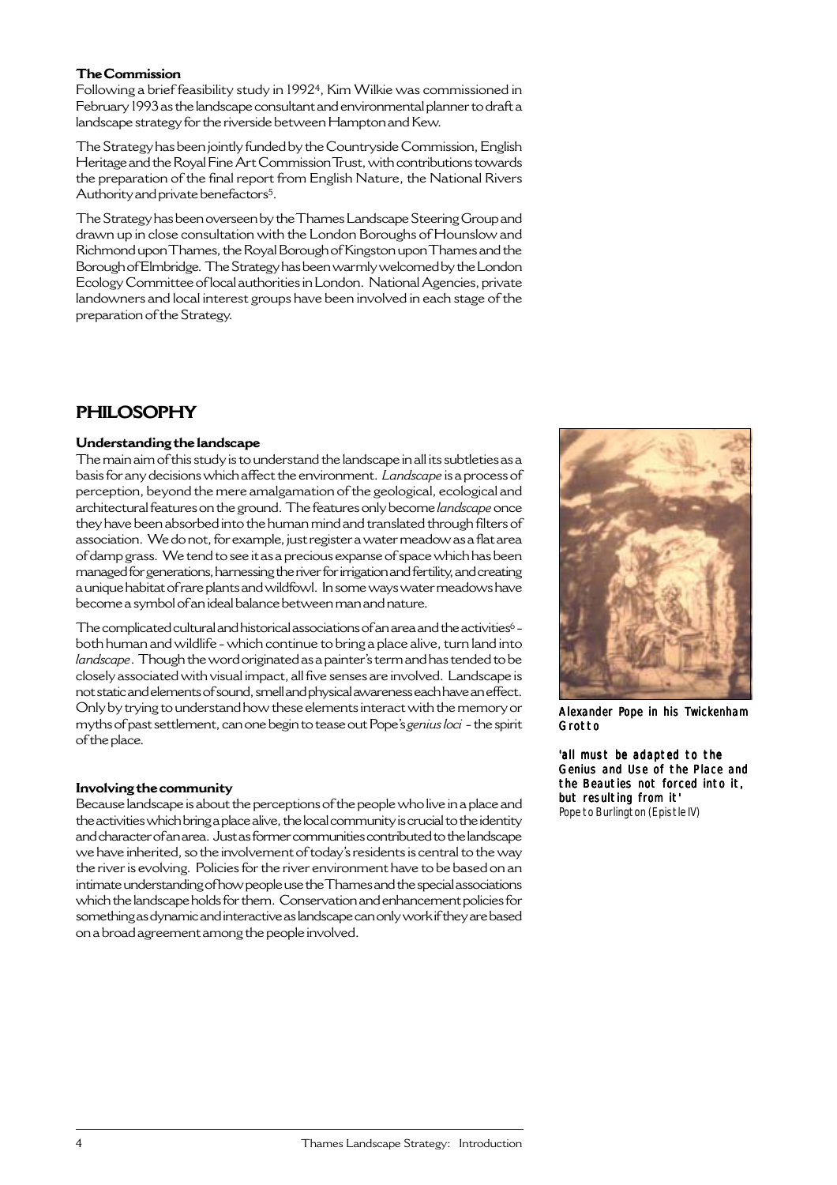**The Commission**

Following a brief feasibility study in 1992[4], Kim Wilkie was commissioned in February 1993 as the landscape consultant and environmental planner to draft a landscape strategy for the riverside between Hampton and Kew.

The Strategy has been jointly funded by the Countryside Commission, English Heritage and the Royal Fine Art Commission Trust, with contributions towards the preparation of the final report from English Nature, the National Rivers Authority and private benefactors[5].

The Strategy has been overseen by the Thames Landscape Steering Group and drawn up in close consultation with the London Boroughs of Hounslow and Richmond upon Thames, the Royal Borough of Kingston upon Thames and the Borough of Elmbridge. The Strategy has been warmly welcomed by the London Ecology Committee of local authorities in London. National Agencies, private landowners and local interest groups have been involved in each stage of the preparation of the Strategy.

## PHILOSOPHY

**Understanding the landscape**

The main aim of this study is to understand the landscape in all its subtleties as a basis for any decisions which affect the environment. *Landscape* is a process of perception, beyond the mere amalgamation of the geological, ecological and architectural features on the ground. The features only become *landscape* once they have been absorbed into the human mind and translated through filters of association. We do not, for example, just register a water meadow as a flat area of damp grass. We tend to see it as a precious expanse of space which has been managed for generations, harnessing the river for irrigation and fertility, and creating a unique habitat of rare plants and wildfowl. In some ways water meadows have become a symbol of an ideal balance between man and nature.

The complicated cultural and historical associations of an area and the activities[6] - both human and wildlife - which continue to bring a place alive, turn land into *landscape*. Though the word originated as a painter's term and has tended to be closely associated with visual impact, all five senses are involved. Landscape is not static and elements of sound, smell and physical awareness each have an effect. Only by trying to understand how these elements interact with the memory or myths of past settlement, can one begin to tease out Pope's *genius loci* - the spirit of the place.

Alexander Pope in his Twickenham Grotto

'all must be adapted to the Genius and Use of the Place and the Beauties not forced into it, but resulting from it'
*Pope to Burlington (Epistle IV)*

**Involving the community**

Because landscape is about the perceptions of the people who live in a place and the activities which bring a place alive, the local community is crucial to the identity and character of an area. Just as former communities contributed to the landscape we have inherited, so the involvement of today's residents is central to the way the river is evolving. Policies for the river environment have to be based on an intimate understanding of how people use the Thames and the special associations which the landscape holds for them. Conservation and enhancement policies for something as dynamic and interactive as landscape can only work if they are based on a broad agreement among the people involved.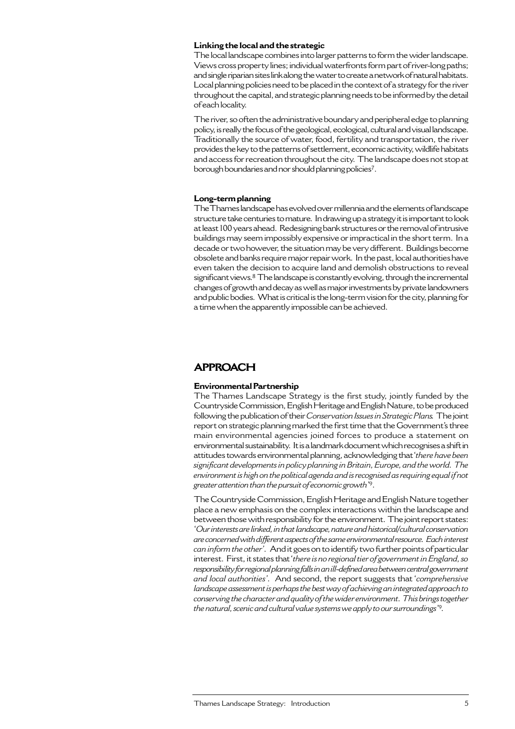### Linking the local and the strategic

The local landscape combines into larger patterns to form the wider landscape. Views cross property lines; individual waterfronts form part of river-long paths; and single riparian sites link along the water to create a network of natural habitats. Local planning policies need to be placed in the context of a strategy for the river throughout the capital, and strategic planning needs to be informed by the detail of each locality.

The river, so often the administrative boundary and peripheral edge to planning policy, is really the focus of the geological, ecological, cultural and visual landscape. Traditionally the source of water, food, fertility and transportation, the river provides the key to the patterns of settlement, economic activity, wildlife habitats and access for recreation throughout the city. The landscape does not stop at borough boundaries and nor should planning policies[7].

### Long-term planning

The Thames landscape has evolved over millennia and the elements of landscape structure take centuries to mature. In drawing up a strategy it is important to look at least 100 years ahead. Redesigning bank structures or the removal of intrusive buildings may seem impossibly expensive or impractical in the short term. In a decade or two however, the situation may be very different. Buildings become obsolete and banks require major repair work. In the past, local authorities have even taken the decision to acquire land and demolish obstructions to reveal significant views.[8] The landscape is constantly evolving, through the incremental changes of growth and decay as well as major investments by private landowners and public bodies. What is critical is the long-term vision for the city, planning for a time when the apparently impossible can be achieved.

## APPROACH

### Environmental Partnership

The Thames Landscape Strategy is the first study, jointly funded by the Countryside Commission, English Heritage and English Nature, to be produced following the publication of their *Conservation Issues in Strategic Plans.* The joint report on strategic planning marked the first time that the Government's three main environmental agencies joined forces to produce a statement on environmental sustainability. It is a landmark document which recognises a shift in attitudes towards environmental planning, acknowledging that '*there have been significant developments in policy planning in Britain, Europe, and the world. The environment is high on the political agenda and is recognised as requiring equal if not greater attention than the pursuit of economic growth*'[9].

The Countryside Commission, English Heritage and English Nature together place a new emphasis on the complex interactions within the landscape and between those with responsibility for the environment. The joint report states: '*Our interests are linked, in that landscape, nature and historical/cultural conservation are concerned with different aspects of the same environmental resource. Each interest can inform the other*'. And it goes on to identify two further points of particular interest. First, it states that '*there is no regional tier of government in England, so responsibility for regional planning falls in an ill-defined area between central government and local authorities*'. And second, the report suggests that '*comprehensive landscape assessment is perhaps the best way of achieving an integrated approach to conserving the character and quality of the wider environment. This brings together the natural, scenic and cultural value systems we apply to our surroundings*'[9].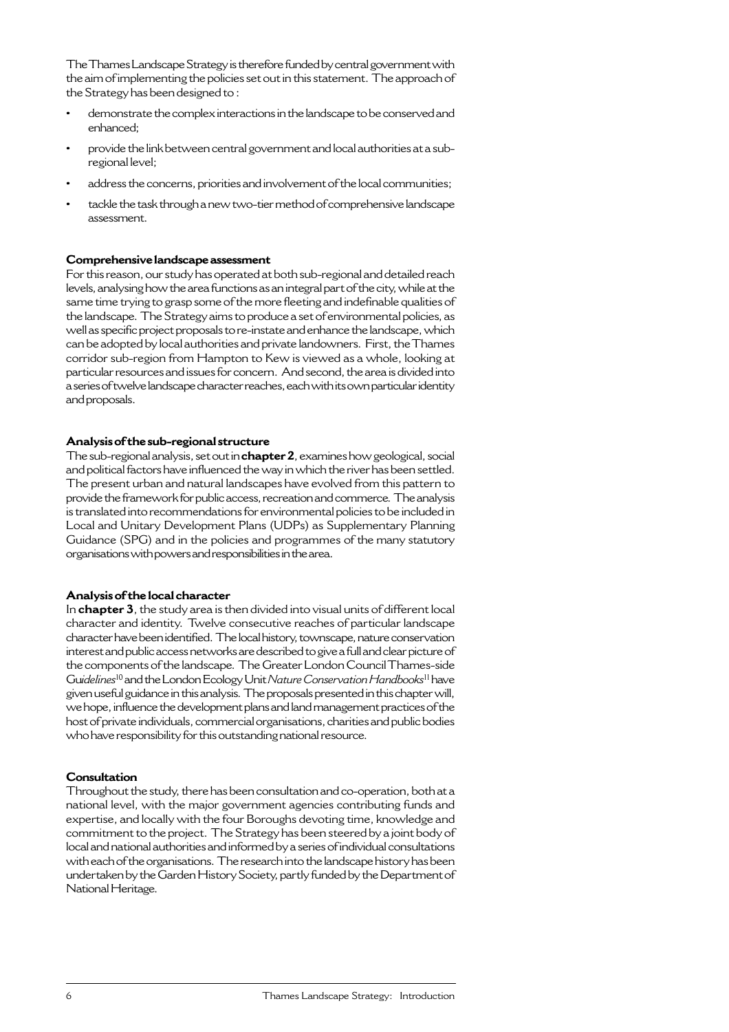The Thames Landscape Strategy is therefore funded by central government with the aim of implementing the policies set out in this statement. The approach of the Strategy has been designed to :

- demonstrate the complex interactions in the landscape to be conserved and enhanced;
- provide the link between central government and local authorities at a sub-regional level;
- address the concerns, priorities and involvement of the local communities;
- tackle the task through a new two-tier method of comprehensive landscape assessment.

**Comprehensive landscape assessment**

For this reason, our study has operated at both sub-regional and detailed reach levels, analysing how the area functions as an integral part of the city, while at the same time trying to grasp some of the more fleeting and indefinable qualities of the landscape. The Strategy aims to produce a set of environmental policies, as well as specific project proposals to re-instate and enhance the landscape, which can be adopted by local authorities and private landowners. First, the Thames corridor sub-region from Hampton to Kew is viewed as a whole, looking at particular resources and issues for concern. And second, the area is divided into a series of twelve landscape character reaches, each with its own particular identity and proposals.

**Analysis of the sub-regional structure**

The sub-regional analysis, set out in **chapter 2**, examines how geological, social and political factors have influenced the way in which the river has been settled. The present urban and natural landscapes have evolved from this pattern to provide the framework for public access, recreation and commerce. The analysis is translated into recommendations for environmental policies to be included in Local and Unitary Development Plans (UDPs) as Supplementary Planning Guidance (SPG) and in the policies and programmes of the many statutory organisations with powers and responsibilities in the area.

**Analysis of the local character**

In **chapter 3**, the study area is then divided into visual units of different local character and identity. Twelve consecutive reaches of particular landscape character have been identified. The local history, townscape, nature conservation interest and public access networks are described to give a full and clear picture of the components of the landscape. The Greater London Council Thames-side *Guidelines*[10] and the London Ecology Unit *Nature Conservation Handbooks*[11] have given useful guidance in this analysis. The proposals presented in this chapter will, we hope, influence the development plans and land management practices of the host of private individuals, commercial organisations, charities and public bodies who have responsibility for this outstanding national resource.

**Consultation**

Throughout the study, there has been consultation and co-operation, both at a national level, with the major government agencies contributing funds and expertise, and locally with the four Boroughs devoting time, knowledge and commitment to the project. The Strategy has been steered by a joint body of local and national authorities and informed by a series of individual consultations with each of the organisations. The research into the landscape history has been undertaken by the Garden History Society, partly funded by the Department of National Heritage.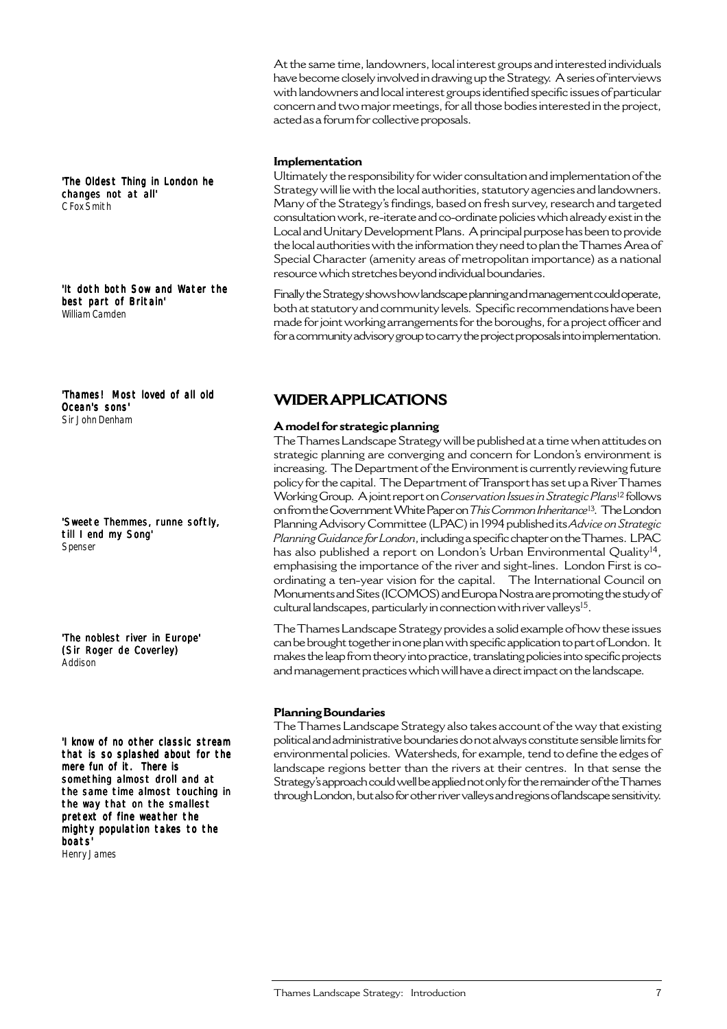At the same time, landowners, local interest groups and interested individuals have become closely involved in drawing up the Strategy. A series of interviews with landowners and local interest groups identified specific issues of particular concern and two major meetings, for all those bodies interested in the project, acted as a forum for collective proposals.

**Implementation**

Ultimately the responsibility for wider consultation and implementation of the Strategy will lie with the local authorities, statutory agencies and landowners. Many of the Strategy's findings, based on fresh survey, research and targeted consultation work, re-iterate and co-ordinate policies which already exist in the Local and Unitary Development Plans. A principal purpose has been to provide the local authorities with the information they need to plan the Thames Area of Special Character (amenity areas of metropolitan importance) as a national resource which stretches beyond individual boundaries.

Finally the Strategy shows how landscape planning and management could operate, both at statutory and community levels. Specific recommendations have been made for joint working arrangements for the boroughs, for a project officer and for a community advisory group to carry the project proposals into implementation.

**'The Oldest Thing in London he changes not at all'**
C Fox Smith

**'It doth both Sow and Water the best part of Britain'**
William Camden

**'Thames! Most loved of all old Ocean's sons'**
Sir John Denham

**'Sweete Themmes, runne softly, till I end my Song'**
Spenser

**'The noblest river in Europe' (Sir Roger de Coverley)**
Addison

**'I know of no other classic stream that is so splashed about for the mere fun of it. There is something almost droll and at the same time almost touching in the way that on the smallest pretext of fine weather the mighty population takes to the boats'**
Henry James

## WIDER APPLICATIONS

**A model for strategic planning**

The Thames Landscape Strategy will be published at a time when attitudes on strategic planning are converging and concern for London's environment is increasing. The Department of the Environment is currently reviewing future policy for the capital. The Department of Transport has set up a River Thames Working Group. A joint report on *Conservation Issues in Strategic Plans*[12] follows on from the Government White Paper on *This Common Inheritance*[13]. The London Planning Advisory Committee (LPAC) in 1994 published its *Advice on Strategic Planning Guidance for London*, including a specific chapter on the Thames. LPAC has also published a report on London's Urban Environmental Quality[14], emphasising the importance of the river and sight-lines. London First is co-ordinating a ten-year vision for the capital. The International Council on Monuments and Sites (ICOMOS) and Europa Nostra are promoting the study of cultural landscapes, particularly in connection with river valleys[15].

The Thames Landscape Strategy provides a solid example of how these issues can be brought together in one plan with specific application to part of London. It makes the leap from theory into practice, translating policies into specific projects and management practices which will have a direct impact on the landscape.

**Planning Boundaries**

The Thames Landscape Strategy also takes account of the way that existing political and administrative boundaries do not always constitute sensible limits for environmental policies. Watersheds, for example, tend to define the edges of landscape regions better than the rivers at their centres. In that sense the Strategy's approach could well be applied not only for the remainder of the Thames through London, but also for other river valleys and regions of landscape sensitivity.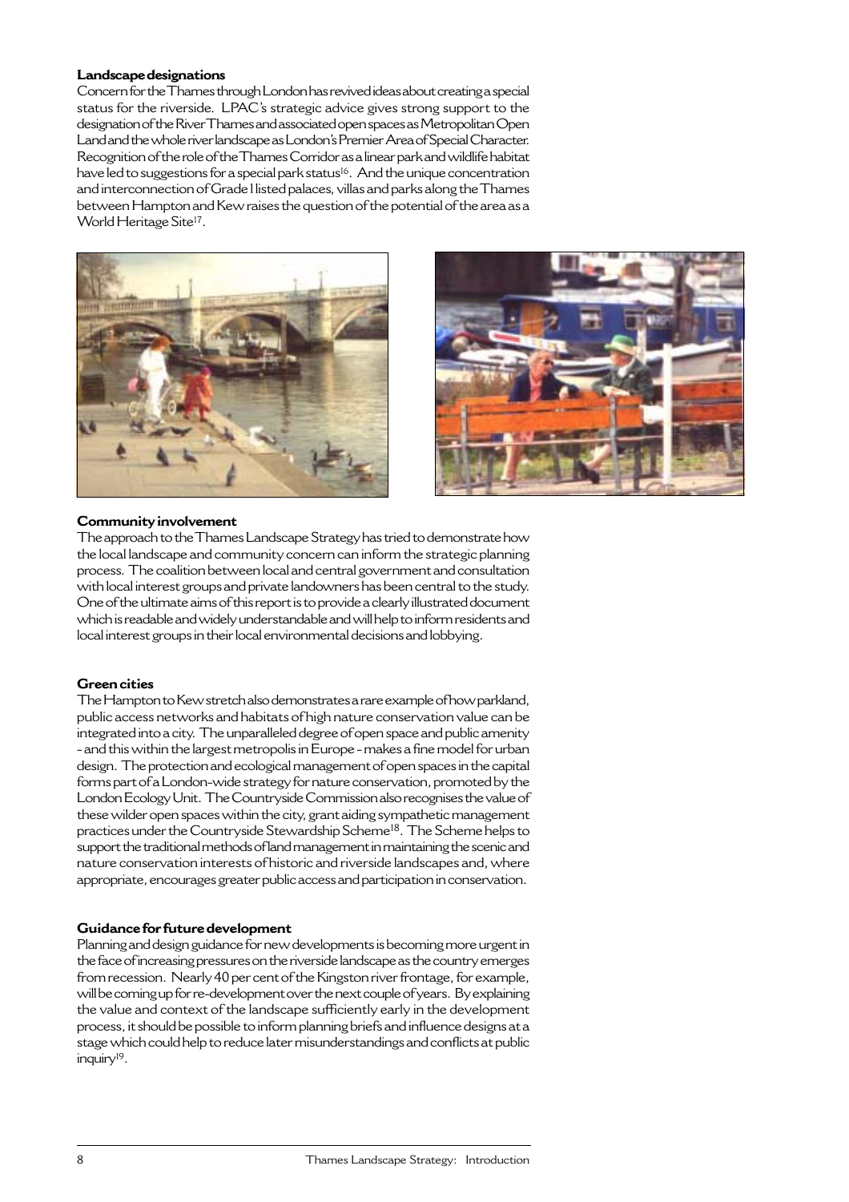**Landscape designations**

Concern for the Thames through London has revived ideas about creating a special status for the riverside. LPAC's strategic advice gives strong support to the designation of the River Thames and associated open spaces as Metropolitan Open Land and the whole river landscape as London's Premier Area of Special Character. Recognition of the role of the Thames Corridor as a linear park and wildlife habitat have led to suggestions for a special park status[16]. And the unique concentration and interconnection of Grade I listed palaces, villas and parks along the Thames between Hampton and Kew raises the question of the potential of the area as a World Heritage Site[17].

**Community involvement**

The approach to the Thames Landscape Strategy has tried to demonstrate how the local landscape and community concern can inform the strategic planning process. The coalition between local and central government and consultation with local interest groups and private landowners has been central to the study. One of the ultimate aims of this report is to provide a clearly illustrated document which is readable and widely understandable and will help to inform residents and local interest groups in their local environmental decisions and lobbying.

**Green cities**

The Hampton to Kew stretch also demonstrates a rare example of how parkland, public access networks and habitats of high nature conservation value can be integrated into a city. The unparalleled degree of open space and public amenity - and this within the largest metropolis in Europe - makes a fine model for urban design. The protection and ecological management of open spaces in the capital forms part of a London-wide strategy for nature conservation, promoted by the London Ecology Unit. The Countryside Commission also recognises the value of these wilder open spaces within the city, grant aiding sympathetic management practices under the Countryside Stewardship Scheme[18]. The Scheme helps to support the traditional methods of land management in maintaining the scenic and nature conservation interests of historic and riverside landscapes and, where appropriate, encourages greater public access and participation in conservation.

**Guidance for future development**

Planning and design guidance for new developments is becoming more urgent in the face of increasing pressures on the riverside landscape as the country emerges from recession. Nearly 40 per cent of the Kingston river frontage, for example, will be coming up for re-development over the next couple of years. By explaining the value and context of the landscape sufficiently early in the development process, it should be possible to inform planning briefs and influence designs at a stage which could help to reduce later misunderstandings and conflicts at public inquiry[19].